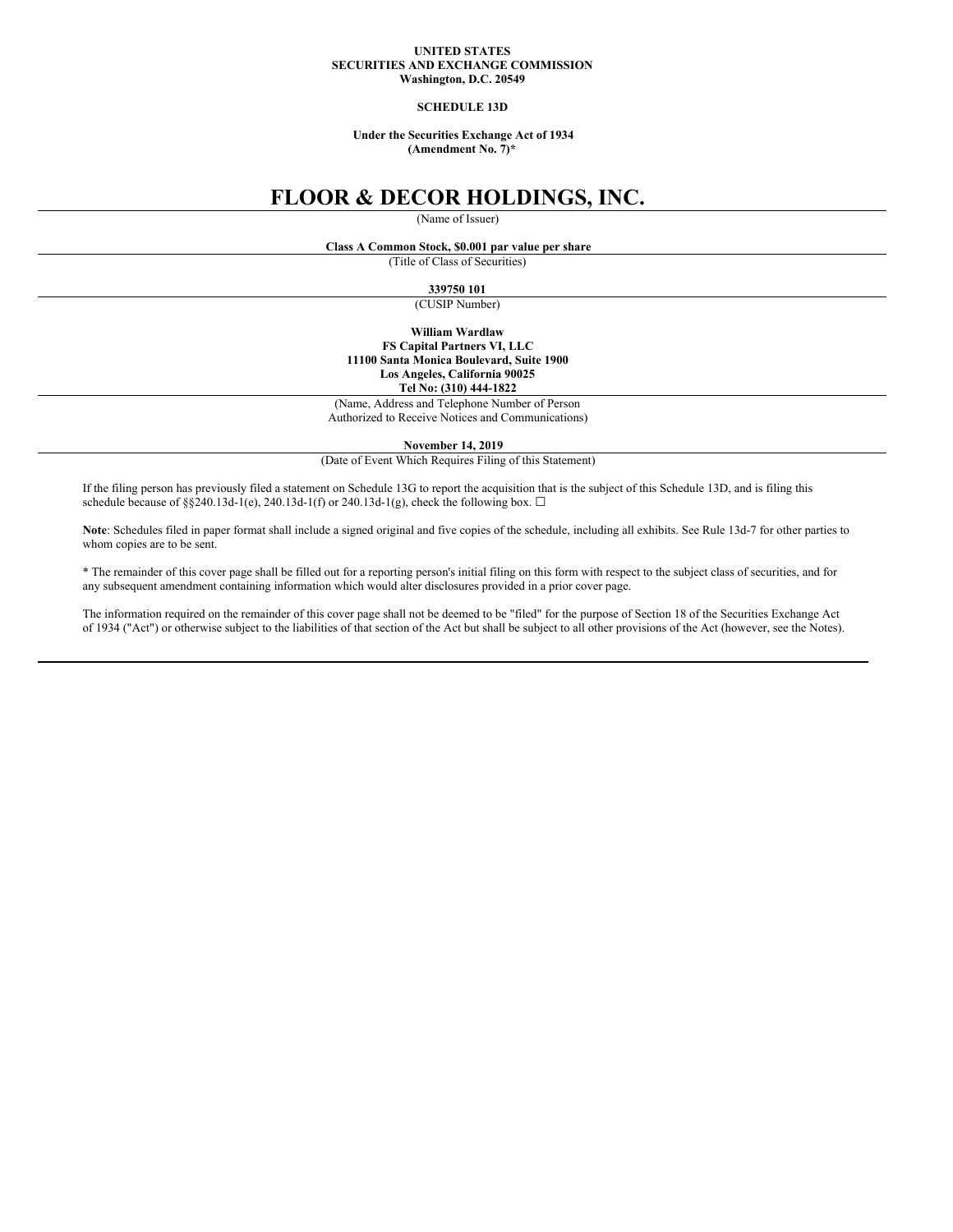**UNITED STATES**
**SECURITIES AND EXCHANGE COMMISSION**
**Washington, D.C. 20549**

**SCHEDULE 13D**

**Under the Securities Exchange Act of 1934**
**(Amendment No. 7)***

# FLOOR & DECOR HOLDINGS, INC.

(Name of Issuer)

**Class A Common Stock, $0.001 par value per share**

(Title of Class of Securities)

**339750 101**

(CUSIP Number)

**William Wardlaw**
**FS Capital Partners VI, LLC**
**11100 Santa Monica Boulevard, Suite 1900**
**Los Angeles, California 90025**
**Tel No: (310) 444-1822**

(Name, Address and Telephone Number of Person Authorized to Receive Notices and Communications)

**November 14, 2019**

(Date of Event Which Requires Filing of this Statement)

If the filing person has previously filed a statement on Schedule 13G to report the acquisition that is the subject of this Schedule 13D, and is filing this schedule because of §§240.13d-1(e), 240.13d-1(f) or 240.13d-1(g), check the following box. ☐

**Note**: Schedules filed in paper format shall include a signed original and five copies of the schedule, including all exhibits. See Rule 13d-7 for other parties to whom copies are to be sent.

* The remainder of this cover page shall be filled out for a reporting person's initial filing on this form with respect to the subject class of securities, and for any subsequent amendment containing information which would alter disclosures provided in a prior cover page.

The information required on the remainder of this cover page shall not be deemed to be "filed" for the purpose of Section 18 of the Securities Exchange Act of 1934 ("Act") or otherwise subject to the liabilities of that section of the Act but shall be subject to all other provisions of the Act (however, see the Notes).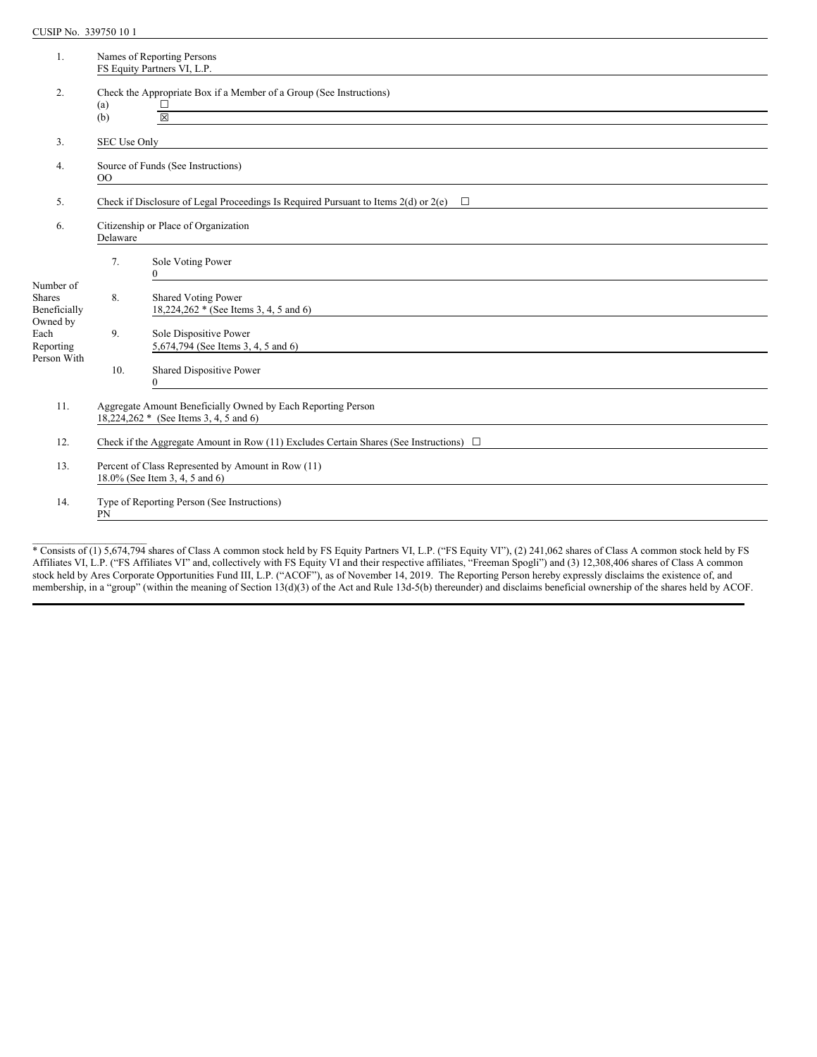CUSIP No. 339750 10 1

| | | | |
|---|---|---|---|
| 1. | Names of Reporting Persons<br>FS Equity Partners VI, L.P. | | |
| 2. | Check the Appropriate Box if a Member of a Group (See Instructions)<br>(a) ☐<br>(b) ☒ | | |
| 3. | SEC Use Only | | |
| 4. | Source of Funds (See Instructions)<br>OO | | |
| 5. | Check if Disclosure of Legal Proceedings Is Required Pursuant to Items 2(d) or 2(e) ☐ | | |
| 6. | Citizenship or Place of Organization<br>Delaware | | |
| Number of Shares Beneficially Owned by Each Reporting Person With | 7. | Sole Voting Power<br>0 | |
| | 8. | Shared Voting Power<br>18,224,262 * (See Items 3, 4, 5 and 6) | |
| | 9. | Sole Dispositive Power<br>5,674,794 (See Items 3, 4, 5 and 6) | |
| | 10. | Shared Dispositive Power<br>0 | |
| 11. | Aggregate Amount Beneficially Owned by Each Reporting Person<br>18,224,262 * (See Items 3, 4, 5 and 6) | | |
| 12. | Check if the Aggregate Amount in Row (11) Excludes Certain Shares (See Instructions) ☐ | | |
| 13. | Percent of Class Represented by Amount in Row (11)<br>18.0% (See Item 3, 4, 5 and 6) | | |
| 14. | Type of Reporting Person (See Instructions)<br>PN | | |

* Consists of (1) 5,674,794 shares of Class A common stock held by FS Equity Partners VI, L.P. ("FS Equity VI"), (2) 241,062 shares of Class A common stock held by FS Affiliates VI, L.P. ("FS Affiliates VI" and, collectively with FS Equity VI and their respective affiliates, "Freeman Spogli") and (3) 12,308,406 shares of Class A common stock held by Ares Corporate Opportunities Fund III, L.P. ("ACOF"), as of November 14, 2019. The Reporting Person hereby expressly disclaims the existence of, and membership, in a "group" (within the meaning of Section 13(d)(3) of the Act and Rule 13d-5(b) thereunder) and disclaims beneficial ownership of the shares held by ACOF.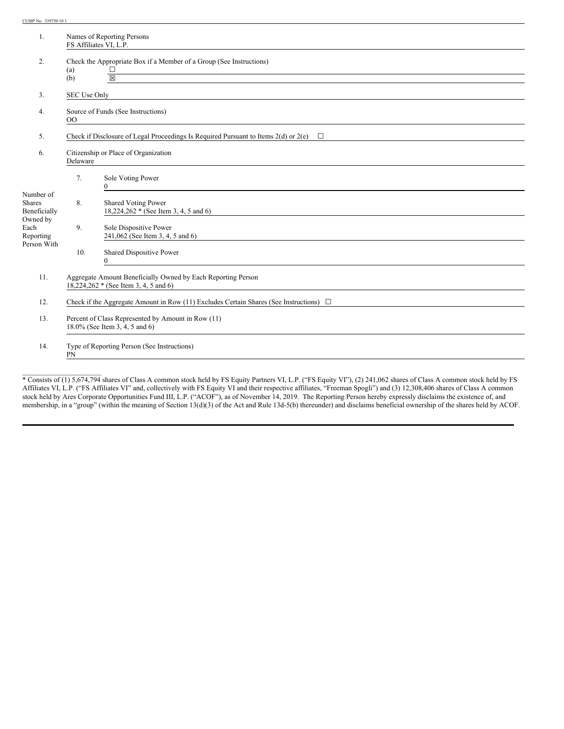CUSIP No. 339750 10 1

| | | | |
|---|---|---|---|
| 1. | Names of Reporting Persons<br>FS Affiliates VI, L.P. | | |
| 2. | Check the Appropriate Box if a Member of a Group (See Instructions)<br>(a) ☐<br>(b) ☒ | | |
| 3. | SEC Use Only | | |
| 4. | Source of Funds (See Instructions)<br>OO | | |
| 5. | Check if Disclosure of Legal Proceedings Is Required Pursuant to Items 2(d) or 2(e) ☐ | | |
| 6. | Citizenship or Place of Organization<br>Delaware | | |
| Number of Shares Beneficially Owned by Each Reporting Person With | 7. | Sole Voting Power<br>0 | |
| | 8. | Shared Voting Power<br>18,224,262 * (See Item 3, 4, 5 and 6) | |
| | 9. | Sole Dispositive Power<br>241,062 (See Item 3, 4, 5 and 6) | |
| | 10. | Shared Dispositive Power<br>0 | |
| 11. | Aggregate Amount Beneficially Owned by Each Reporting Person<br>18,224,262 * (See Item 3, 4, 5 and 6) | | |
| 12. | Check if the Aggregate Amount in Row (11) Excludes Certain Shares (See Instructions) ☐ | | |
| 13. | Percent of Class Represented by Amount in Row (11)<br>18.0% (See Item 3, 4, 5 and 6) | | |
| 14. | Type of Reporting Person (See Instructions)<br>PN | | |

* Consists of (1) 5,674,794 shares of Class A common stock held by FS Equity Partners VI, L.P. ("FS Equity VI"), (2) 241,062 shares of Class A common stock held by FS Affiliates VI, L.P. ("FS Affiliates VI" and, collectively with FS Equity VI and their respective affiliates, "Freeman Spogli") and (3) 12,308,406 shares of Class A common stock held by Ares Corporate Opportunities Fund III, L.P. ("ACOF"), as of November 14, 2019. The Reporting Person hereby expressly disclaims the existence of, and membership, in a "group" (within the meaning of Section 13(d)(3) of the Act and Rule 13d-5(b) thereunder) and disclaims beneficial ownership of the shares held by ACOF.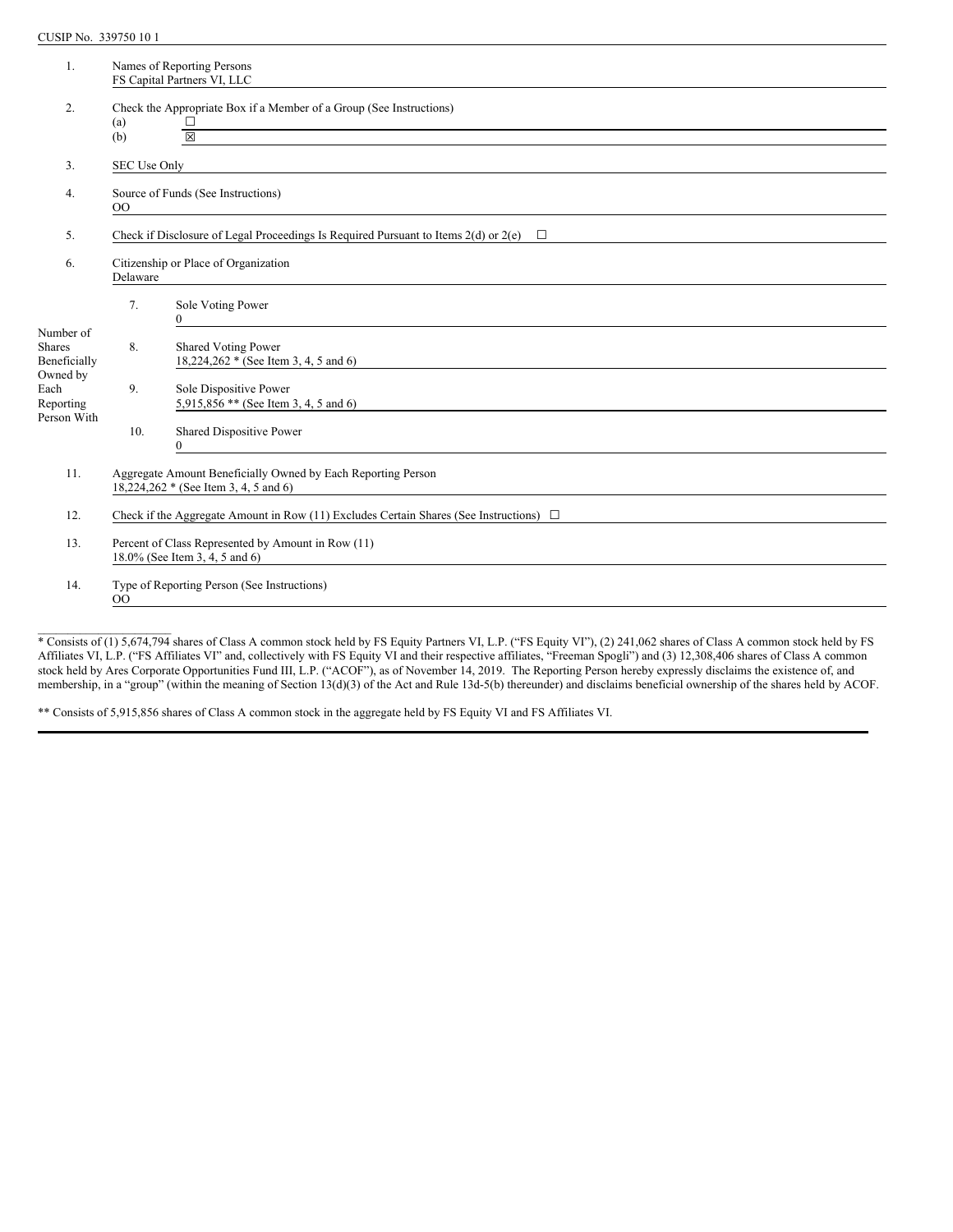CUSIP No. 339750 10 1

| | | | |
|---|---|---|---|
| 1. | Names of Reporting Persons<br>FS Capital Partners VI, LLC | | |
| 2. | Check the Appropriate Box if a Member of a Group (See Instructions)<br>(a) ☐<br>(b) ☒ | | |
| 3. | SEC Use Only | | |
| 4. | Source of Funds (See Instructions)<br>OO | | |
| 5. | Check if Disclosure of Legal Proceedings Is Required Pursuant to Items 2(d) or 2(e) ☐ | | |
| 6. | Citizenship or Place of Organization<br>Delaware | | |
| Number of Shares Beneficially Owned by Each Reporting Person With | 7. | Sole Voting Power<br>0 | |
| | 8. | Shared Voting Power<br>18,224,262 * (See Item 3, 4, 5 and 6) | |
| | 9. | Sole Dispositive Power<br>5,915,856 ** (See Item 3, 4, 5 and 6) | |
| | 10. | Shared Dispositive Power<br>0 | |
| 11. | Aggregate Amount Beneficially Owned by Each Reporting Person<br>18,224,262 * (See Item 3, 4, 5 and 6) | | |
| 12. | Check if the Aggregate Amount in Row (11) Excludes Certain Shares (See Instructions) ☐ | | |
| 13. | Percent of Class Represented by Amount in Row (11)<br>18.0% (See Item 3, 4, 5 and 6) | | |
| 14. | Type of Reporting Person (See Instructions)<br>OO | | |

* Consists of (1) 5,674,794 shares of Class A common stock held by FS Equity Partners VI, L.P. ("FS Equity VI"), (2) 241,062 shares of Class A common stock held by FS Affiliates VI, L.P. ("FS Affiliates VI" and, collectively with FS Equity VI and their respective affiliates, "Freeman Spogli") and (3) 12,308,406 shares of Class A common stock held by Ares Corporate Opportunities Fund III, L.P. ("ACOF"), as of November 14, 2019. The Reporting Person hereby expressly disclaims the existence of, and membership, in a "group" (within the meaning of Section 13(d)(3) of the Act and Rule 13d-5(b) thereunder) and disclaims beneficial ownership of the shares held by ACOF.

** Consists of 5,915,856 shares of Class A common stock in the aggregate held by FS Equity VI and FS Affiliates VI.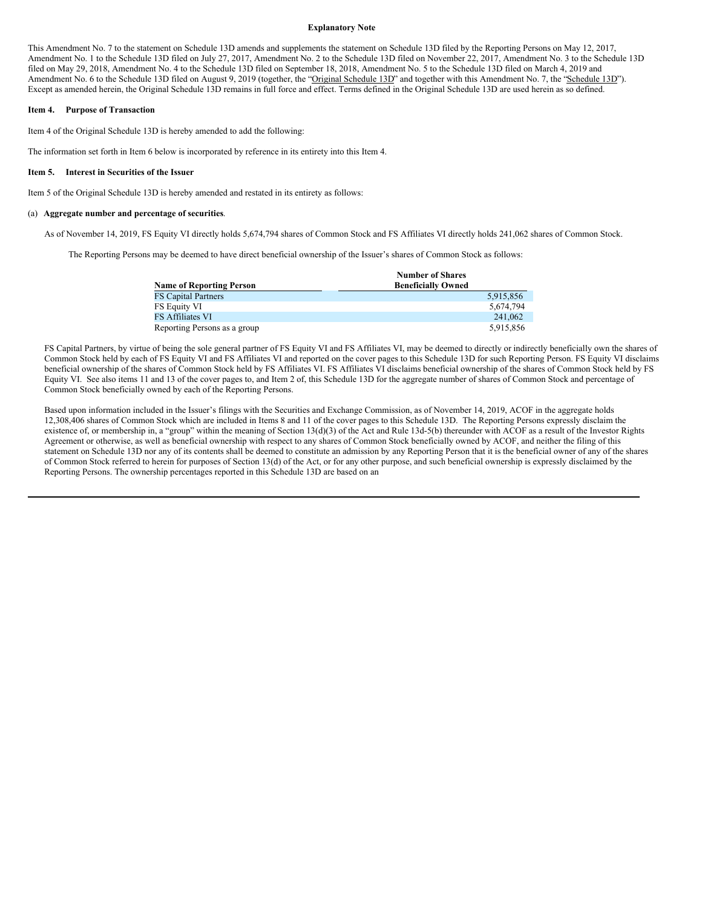**Explanatory Note**

This Amendment No. 7 to the statement on Schedule 13D amends and supplements the statement on Schedule 13D filed by the Reporting Persons on May 12, 2017, Amendment No. 1 to the Schedule 13D filed on July 27, 2017, Amendment No. 2 to the Schedule 13D filed on November 22, 2017, Amendment No. 3 to the Schedule 13D filed on May 29, 2018, Amendment No. 4 to the Schedule 13D filed on September 18, 2018, Amendment No. 5 to the Schedule 13D filed on March 4, 2019 and Amendment No. 6 to the Schedule 13D filed on August 9, 2019 (together, the "Original Schedule 13D" and together with this Amendment No. 7, the "Schedule 13D"). Except as amended herein, the Original Schedule 13D remains in full force and effect. Terms defined in the Original Schedule 13D are used herein as so defined.

**Item 4. Purpose of Transaction**

Item 4 of the Original Schedule 13D is hereby amended to add the following:

The information set forth in Item 6 below is incorporated by reference in its entirety into this Item 4.

**Item 5. Interest in Securities of the Issuer**

Item 5 of the Original Schedule 13D is hereby amended and restated in its entirety as follows:

(a) **Aggregate number and percentage of securities**.

As of November 14, 2019, FS Equity VI directly holds 5,674,794 shares of Common Stock and FS Affiliates VI directly holds 241,062 shares of Common Stock.

The Reporting Persons may be deemed to have direct beneficial ownership of the Issuer's shares of Common Stock as follows:

| Name of Reporting Person | Number of Shares Beneficially Owned |
|---|---|
| FS Capital Partners | 5,915,856 |
| FS Equity VI | 5,674,794 |
| FS Affiliates VI | 241,062 |
| Reporting Persons as a group | 5,915,856 |

FS Capital Partners, by virtue of being the sole general partner of FS Equity VI and FS Affiliates VI, may be deemed to directly or indirectly beneficially own the shares of Common Stock held by each of FS Equity VI and FS Affiliates VI and reported on the cover pages to this Schedule 13D for such Reporting Person. FS Equity VI disclaims beneficial ownership of the shares of Common Stock held by FS Affiliates VI. FS Affiliates VI disclaims beneficial ownership of the shares of Common Stock held by FS Equity VI. See also items 11 and 13 of the cover pages to, and Item 2 of, this Schedule 13D for the aggregate number of shares of Common Stock and percentage of Common Stock beneficially owned by each of the Reporting Persons.

Based upon information included in the Issuer's filings with the Securities and Exchange Commission, as of November 14, 2019, ACOF in the aggregate holds 12,308,406 shares of Common Stock which are included in Items 8 and 11 of the cover pages to this Schedule 13D. The Reporting Persons expressly disclaim the existence of, or membership in, a "group" within the meaning of Section 13(d)(3) of the Act and Rule 13d-5(b) thereunder with ACOF as a result of the Investor Rights Agreement or otherwise, as well as beneficial ownership with respect to any shares of Common Stock beneficially owned by ACOF, and neither the filing of this statement on Schedule 13D nor any of its contents shall be deemed to constitute an admission by any Reporting Person that it is the beneficial owner of any of the shares of Common Stock referred to herein for purposes of Section 13(d) of the Act, or for any other purpose, and such beneficial ownership is expressly disclaimed by the Reporting Persons. The ownership percentages reported in this Schedule 13D are based on an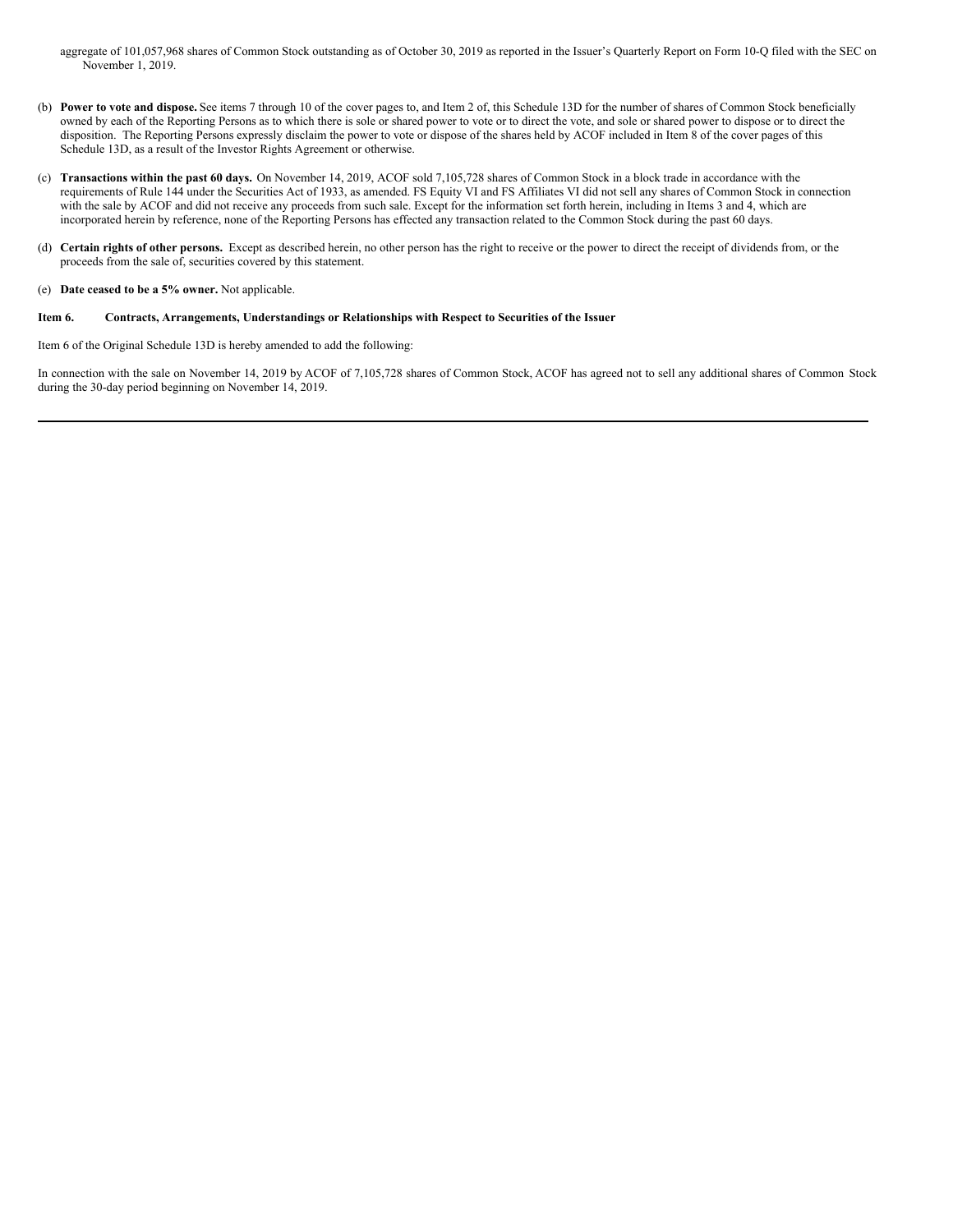aggregate of 101,057,968 shares of Common Stock outstanding as of October 30, 2019 as reported in the Issuer's Quarterly Report on Form 10-Q filed with the SEC on November 1, 2019.

(b) **Power to vote and dispose.** See items 7 through 10 of the cover pages to, and Item 2 of, this Schedule 13D for the number of shares of Common Stock beneficially owned by each of the Reporting Persons as to which there is sole or shared power to vote or to direct the vote, and sole or shared power to dispose or to direct the disposition. The Reporting Persons expressly disclaim the power to vote or dispose of the shares held by ACOF included in Item 8 of the cover pages of this Schedule 13D, as a result of the Investor Rights Agreement or otherwise.

(c) **Transactions within the past 60 days.** On November 14, 2019, ACOF sold 7,105,728 shares of Common Stock in a block trade in accordance with the requirements of Rule 144 under the Securities Act of 1933, as amended. FS Equity VI and FS Affiliates VI did not sell any shares of Common Stock in connection with the sale by ACOF and did not receive any proceeds from such sale. Except for the information set forth herein, including in Items 3 and 4, which are incorporated herein by reference, none of the Reporting Persons has effected any transaction related to the Common Stock during the past 60 days.

(d) **Certain rights of other persons.** Except as described herein, no other person has the right to receive or the power to direct the receipt of dividends from, or the proceeds from the sale of, securities covered by this statement.

(e) **Date ceased to be a 5% owner.** Not applicable.

### Item 6. Contracts, Arrangements, Understandings or Relationships with Respect to Securities of the Issuer

Item 6 of the Original Schedule 13D is hereby amended to add the following:

In connection with the sale on November 14, 2019 by ACOF of 7,105,728 shares of Common Stock, ACOF has agreed not to sell any additional shares of Common Stock during the 30-day period beginning on November 14, 2019.

---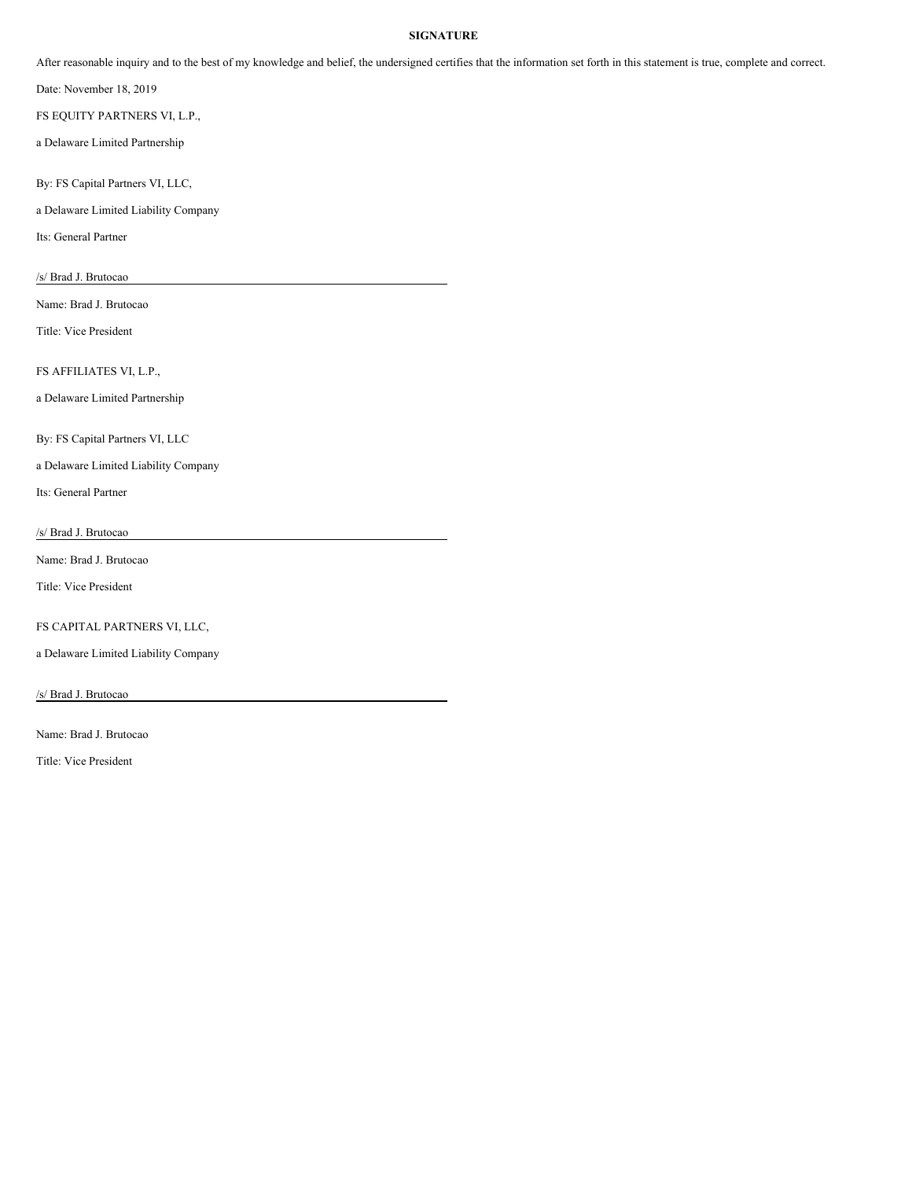**SIGNATURE**

After reasonable inquiry and to the best of my knowledge and belief, the undersigned certifies that the information set forth in this statement is true, complete and correct.

Date: November 18, 2019

FS EQUITY PARTNERS VI, L.P.,

a Delaware Limited Partnership

By: FS Capital Partners VI, LLC,

a Delaware Limited Liability Company

Its: General Partner

/s/ Brad J. Brutocao

Name: Brad J. Brutocao

Title: Vice President

FS AFFILIATES VI, L.P.,

a Delaware Limited Partnership

By: FS Capital Partners VI, LLC

a Delaware Limited Liability Company

Its: General Partner

/s/ Brad J. Brutocao

Name: Brad J. Brutocao

Title: Vice President

FS CAPITAL PARTNERS VI, LLC,

a Delaware Limited Liability Company

/s/ Brad J. Brutocao

Name: Brad J. Brutocao

Title: Vice President